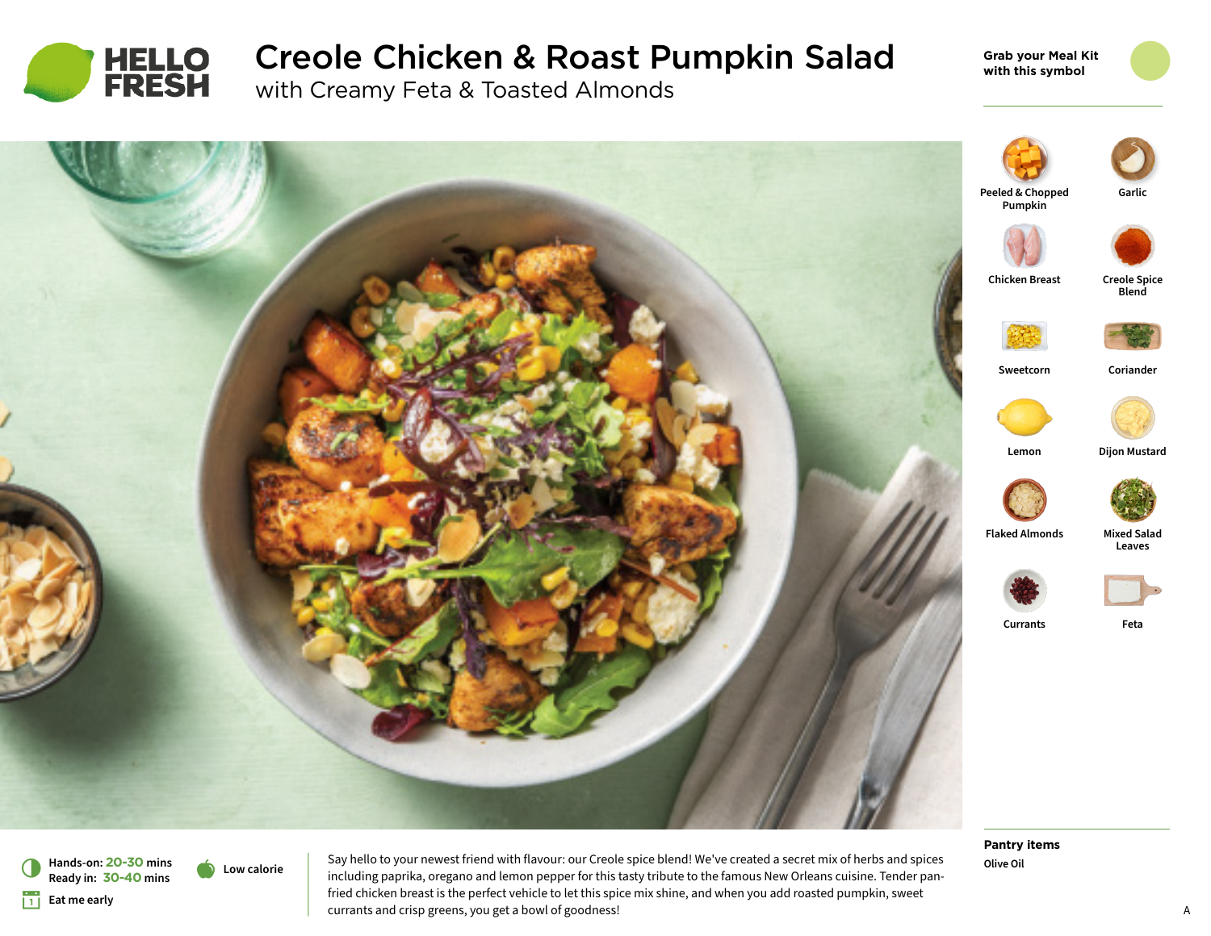HELLO FRESH

# Creole Chicken & Roast Pumpkin Salad

## with Creamy Feta & Toasted Almonds

Grab your Meal Kit with this symbol

- Peeled & Chopped Pumpkin
- Garlic
- Chicken Breast
- Creole Spice Blend
- Sweetcorn
- Coriander
- Lemon
- Dijon Mustard
- Flaked Almonds
- Mixed Salad Leaves
- Currants
- Feta

**Pantry items**

Olive Oil

Hands-on: 20-30 mins
Ready in: 30-40 mins

Eat me early

Low calorie

Say hello to your newest friend with flavour: our Creole spice blend! We've created a secret mix of herbs and spices including paprika, oregano and lemon pepper for this tasty tribute to the famous New Orleans cuisine. Tender pan-fried chicken breast is the perfect vehicle to let this spice mix shine, and when you add roasted pumpkin, sweet currants and crisp greens, you get a bowl of goodness!

A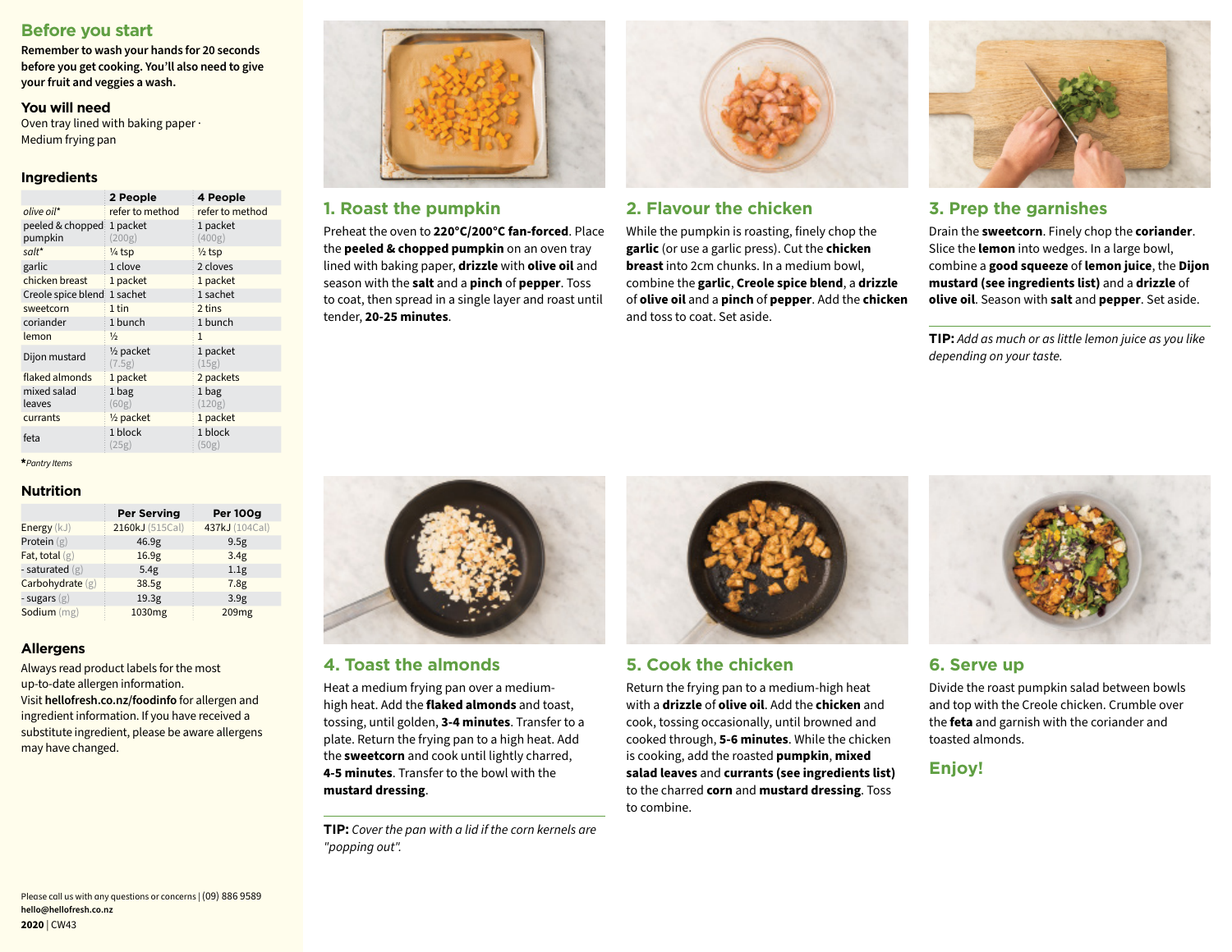## Before you start

**Remember to wash your hands for 20 seconds before you get cooking. You'll also need to give your fruit and veggies a wash.**

### You will need

Oven tray lined with baking paper · Medium frying pan

### Ingredients

| | 2 People | 4 People |
|---|---|---|
| *olive oil** | refer to method | refer to method |
| peeled & chopped pumpkin | 1 packet (200g) | 1 packet (400g) |
| *salt** | ¼ tsp | ½ tsp |
| garlic | 1 clove | 2 cloves |
| chicken breast | 1 packet | 1 packet |
| Creole spice blend | 1 sachet | 1 sachet |
| sweetcorn | 1 tin | 2 tins |
| coriander | 1 bunch | 1 bunch |
| lemon | ½ | 1 |
| Dijon mustard | ½ packet (7.5g) | 1 packet (15g) |
| flaked almonds | 1 packet | 2 packets |
| mixed salad leaves | 1 bag (60g) | 1 bag (120g) |
| currants | ½ packet | 1 packet |
| feta | 1 block (25g) | 1 block (50g) |

**\*** *Pantry Items*

### Nutrition

| | Per Serving | Per 100g |
|---|---|---|
| Energy (kJ) | 2160kJ (515Cal) | 437kJ (104Cal) |
| Protein (g) | 46.9g | 9.5g |
| Fat, total (g) | 16.9g | 3.4g |
| - saturated (g) | 5.4g | 1.1g |
| Carbohydrate (g) | 38.5g | 7.8g |
| - sugars (g) | 19.3g | 3.9g |
| Sodium (mg) | 1030mg | 209mg |

### Allergens

Always read product labels for the most up-to-date allergen information.
Visit **hellofresh.co.nz/foodinfo** for allergen and ingredient information. If you have received a substitute ingredient, please be aware allergens may have changed.

## 1. Roast the pumpkin

Preheat the oven to **220°C/200°C fan-forced**. Place the **peeled & chopped pumpkin** on an oven tray lined with baking paper, **drizzle** with **olive oil** and season with the **salt** and a **pinch** of **pepper**. Toss to coat, then spread in a single layer and roast until tender, **20-25 minutes**.

## 2. Flavour the chicken

While the pumpkin is roasting, finely chop the **garlic** (or use a garlic press). Cut the **chicken breast** into 2cm chunks. In a medium bowl, combine the **garlic**, **Creole spice blend**, a **drizzle** of **olive oil** and a **pinch** of **pepper**. Add the **chicken** and toss to coat. Set aside.

## 3. Prep the garnishes

Drain the **sweetcorn**. Finely chop the **coriander**. Slice the **lemon** into wedges. In a large bowl, combine a **good squeeze** of **lemon juice**, the **Dijon mustard (see ingredients list)** and a **drizzle** of **olive oil**. Season with **salt** and **pepper**. Set aside.

**TIP:** *Add as much or as little lemon juice as you like depending on your taste.*

## 4. Toast the almonds

Heat a medium frying pan over a medium-high heat. Add the **flaked almonds** and toast, tossing, until golden, **3-4 minutes**. Transfer to a plate. Return the frying pan to a high heat. Add the **sweetcorn** and cook until lightly charred, **4-5 minutes**. Transfer to the bowl with the **mustard dressing**.

**TIP:** *Cover the pan with a lid if the corn kernels are "popping out".*

## 5. Cook the chicken

Return the frying pan to a medium-high heat with a **drizzle** of **olive oil**. Add the **chicken** and cook, tossing occasionally, until browned and cooked through, **5-6 minutes**. While the chicken is cooking, add the roasted **pumpkin**, **mixed salad leaves** and **currants (see ingredients list)** to the charred **corn** and **mustard dressing**. Toss to combine.

## 6. Serve up

Divide the roast pumpkin salad between bowls and top with the Creole chicken. Crumble over the **feta** and garnish with the coriander and toasted almonds.

## Enjoy!

Please call us with any questions or concerns | (09) 886 9589
**hello@hellofresh.co.nz**
**2020** | CW43